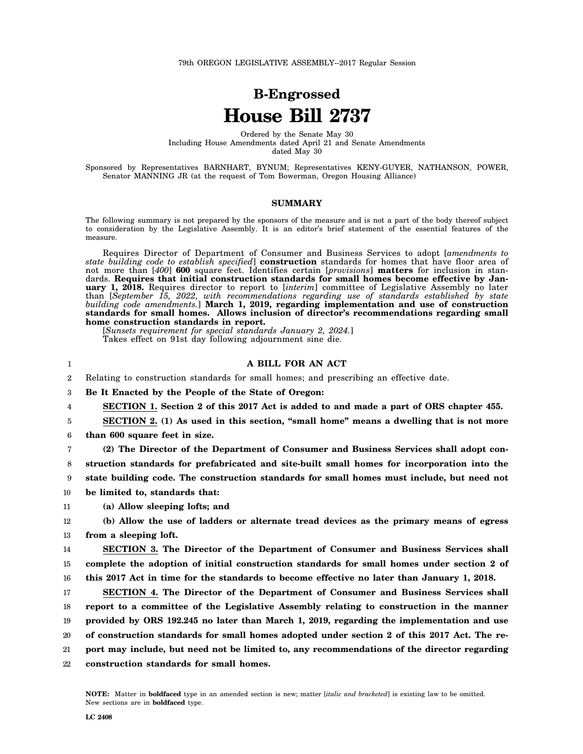79th OREGON LEGISLATIVE ASSEMBLY--2017 Regular Session

# B-Engrossed
# House Bill 2737

Ordered by the Senate May 30
Including House Amendments dated April 21 and Senate Amendments dated May 30

Sponsored by Representatives BARNHART, BYNUM; Representatives KENY-GUYER, NATHANSON, POWER, Senator MANNING JR (at the request of Tom Bowerman, Oregon Housing Alliance)

## SUMMARY

The following summary is not prepared by the sponsors of the measure and is not a part of the body thereof subject to consideration by the Legislative Assembly. It is an editor's brief statement of the essential features of the measure.

Requires Director of Department of Consumer and Business Services to adopt [*amendments to state building code to establish specified*] **construction** standards for homes that have floor area of not more than [*400*] **600** square feet. Identifies certain [*provisions*] **matters** for inclusion in standards. **Requires that initial construction standards for small homes become effective by January 1, 2018.** Requires director to report to [*interim*] committee of Legislative Assembly no later than [*September 15, 2022, with recommendations regarding use of standards established by state building code amendments.*] **March 1, 2019, regarding implementation and use of construction standards for small homes. Allows inclusion of director's recommendations regarding small home construction standards in report.**

[*Sunsets requirement for special standards January 2, 2024.*]

Takes effect on 91st day following adjournment sine die.

## A BILL FOR AN ACT

Relating to construction standards for small homes; and prescribing an effective date.

**Be It Enacted by the People of the State of Oregon:**

**SECTION 1. Section 2 of this 2017 Act is added to and made a part of ORS chapter 455.**

**SECTION 2. (1) As used in this section, "small home" means a dwelling that is not more than 600 square feet in size.**

**(2) The Director of the Department of Consumer and Business Services shall adopt construction standards for prefabricated and site-built small homes for incorporation into the state building code. The construction standards for small homes must include, but need not be limited to, standards that:**

**(a) Allow sleeping lofts; and**

**(b) Allow the use of ladders or alternate tread devices as the primary means of egress from a sleeping loft.**

**SECTION 3. The Director of the Department of Consumer and Business Services shall complete the adoption of initial construction standards for small homes under section 2 of this 2017 Act in time for the standards to become effective no later than January 1, 2018.**

**SECTION 4. The Director of the Department of Consumer and Business Services shall report to a committee of the Legislative Assembly relating to construction in the manner provided by ORS 192.245 no later than March 1, 2019, regarding the implementation and use of construction standards for small homes adopted under section 2 of this 2017 Act. The report may include, but need not be limited to, any recommendations of the director regarding construction standards for small homes.**

**NOTE:** Matter in **boldfaced** type in an amended section is new; matter [*italic and bracketed*] is existing law to be omitted. New sections are in **boldfaced** type.

**LC 2408**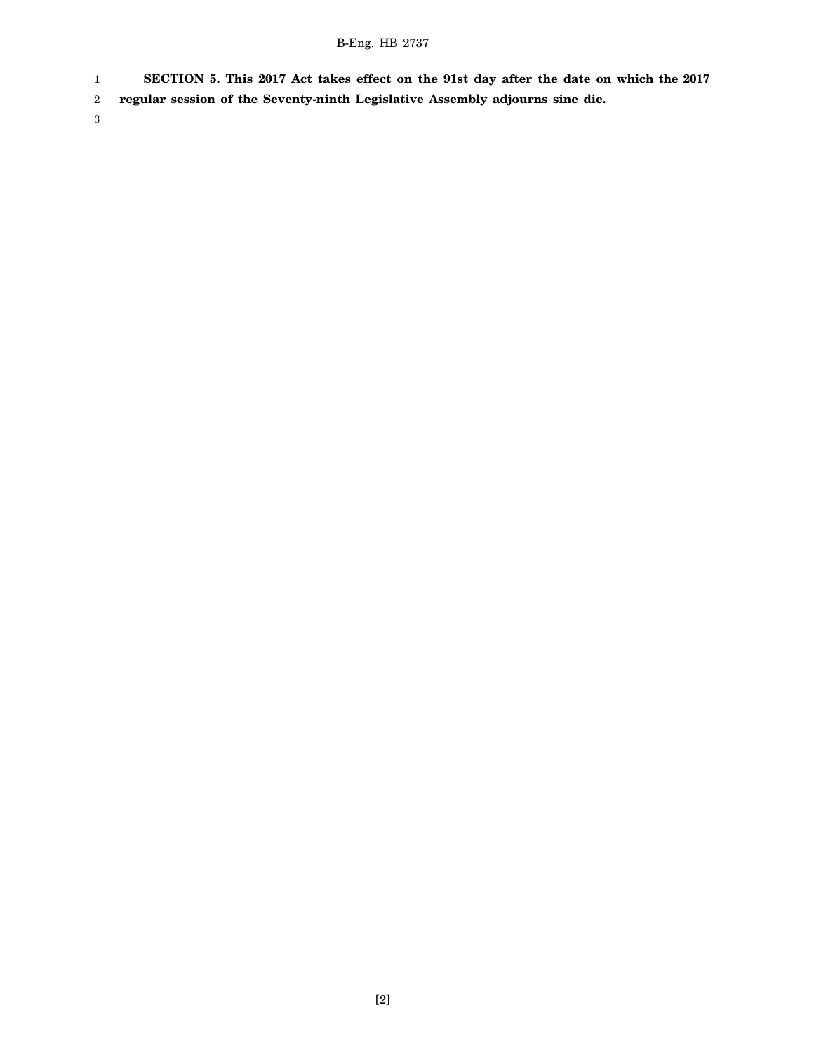**SECTION 5. This 2017 Act takes effect on the 91st day after the date on which the 2017 regular session of the Seventy-ninth Legislative Assembly adjourns sine die.**